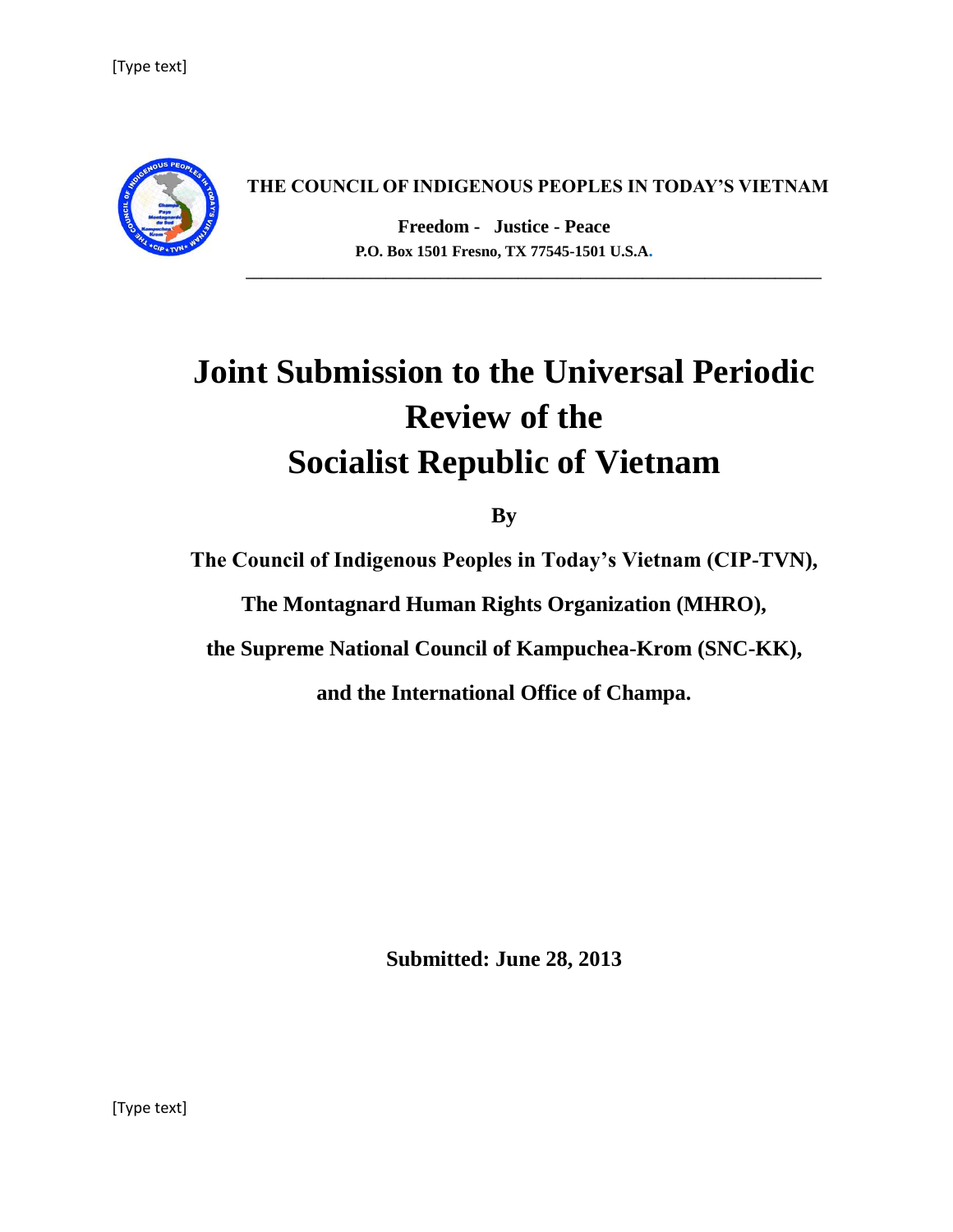**THE COUNCIL OF INDIGENOUS PEOPLES IN TODAY'S VIETNAM**

**Freedom - Justice - Peace**

**P.O. Box 1501 Fresno, TX 77545-1501 U.S.A.**

---

# Joint Submission to the Universal Periodic Review of the Socialist Republic of Vietnam

**By**

**The Council of Indigenous Peoples in Today's Vietnam (CIP-TVN),**

**The Montagnard Human Rights Organization (MHRO),**

**the Supreme National Council of Kampuchea-Krom (SNC-KK),**

**and the International Office of Champa.**

**Submitted: June 28, 2013**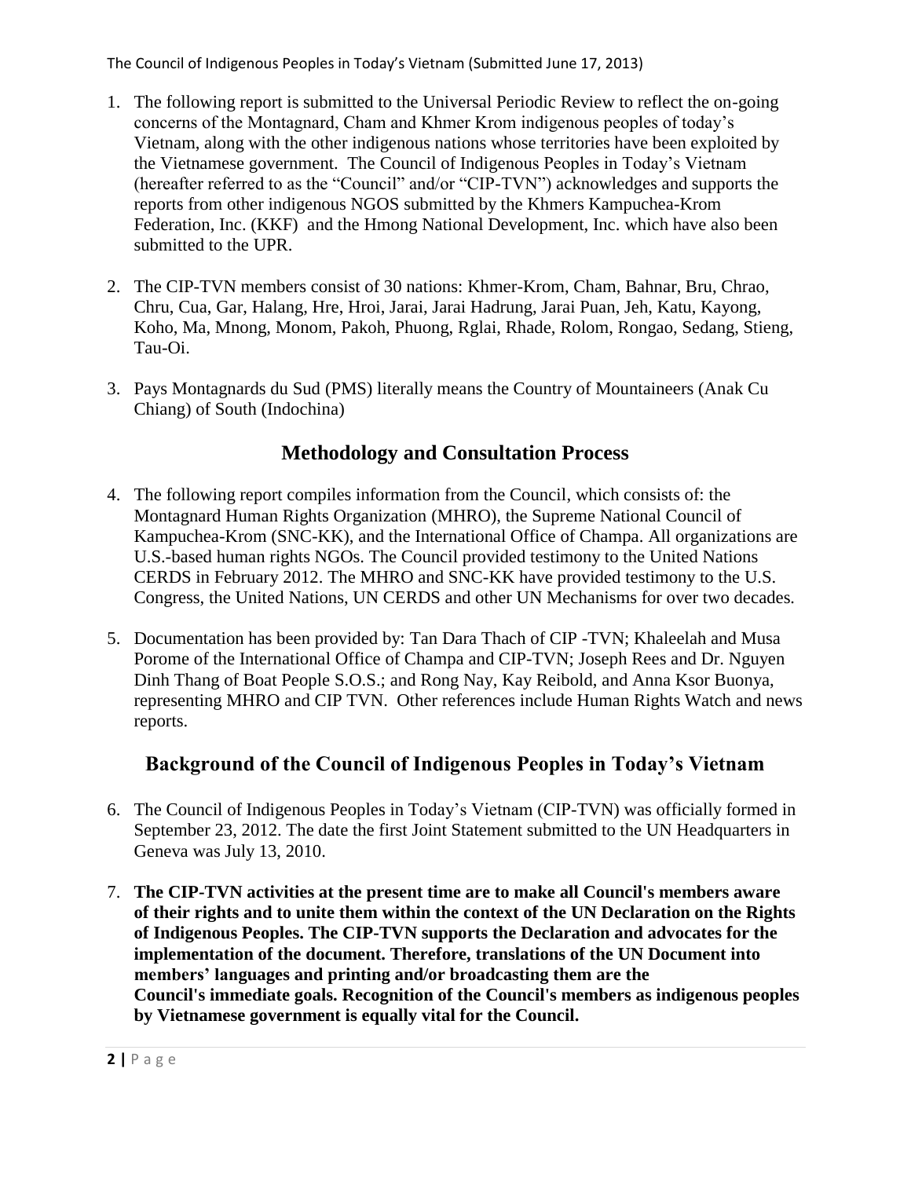1. The following report is submitted to the Universal Periodic Review to reflect the on-going concerns of the Montagnard, Cham and Khmer Krom indigenous peoples of today's Vietnam, along with the other indigenous nations whose territories have been exploited by the Vietnamese government. The Council of Indigenous Peoples in Today's Vietnam (hereafter referred to as the "Council" and/or "CIP-TVN") acknowledges and supports the reports from other indigenous NGOS submitted by the Khmers Kampuchea-Krom Federation, Inc. (KKF) and the Hmong National Development, Inc. which have also been submitted to the UPR.

2. The CIP-TVN members consist of 30 nations: Khmer-Krom, Cham, Bahnar, Bru, Chrao, Chru, Cua, Gar, Halang, Hre, Hroi, Jarai, Jarai Hadrung, Jarai Puan, Jeh, Katu, Kayong, Koho, Ma, Mnong, Monom, Pakoh, Phuong, Rglai, Rhade, Rolom, Rongao, Sedang, Stieng, Tau-Oi.

3. Pays Montagnards du Sud (PMS) literally means the Country of Mountaineers (Anak Cu Chiang) of South (Indochina)

## Methodology and Consultation Process

4. The following report compiles information from the Council, which consists of: the Montagnard Human Rights Organization (MHRO), the Supreme National Council of Kampuchea-Krom (SNC-KK), and the International Office of Champa. All organizations are U.S.-based human rights NGOs. The Council provided testimony to the United Nations CERDS in February 2012. The MHRO and SNC-KK have provided testimony to the U.S. Congress, the United Nations, UN CERDS and other UN Mechanisms for over two decades.

5. Documentation has been provided by: Tan Dara Thach of CIP -TVN; Khaleelah and Musa Porome of the International Office of Champa and CIP-TVN; Joseph Rees and Dr. Nguyen Dinh Thang of Boat People S.O.S.; and Rong Nay, Kay Reibold, and Anna Ksor Buonya, representing MHRO and CIP TVN. Other references include Human Rights Watch and news reports.

## Background of the Council of Indigenous Peoples in Today's Vietnam

6. The Council of Indigenous Peoples in Today's Vietnam (CIP-TVN) was officially formed in September 23, 2012. The date the first Joint Statement submitted to the UN Headquarters in Geneva was July 13, 2010.

7. **The CIP-TVN activities at the present time are to make all Council's members aware of their rights and to unite them within the context of the UN Declaration on the Rights of Indigenous Peoples. The CIP-TVN supports the Declaration and advocates for the implementation of the document. Therefore, translations of the UN Document into members' languages and printing and/or broadcasting them are the Council's immediate goals. Recognition of the Council's members as indigenous peoples by Vietnamese government is equally vital for the Council.**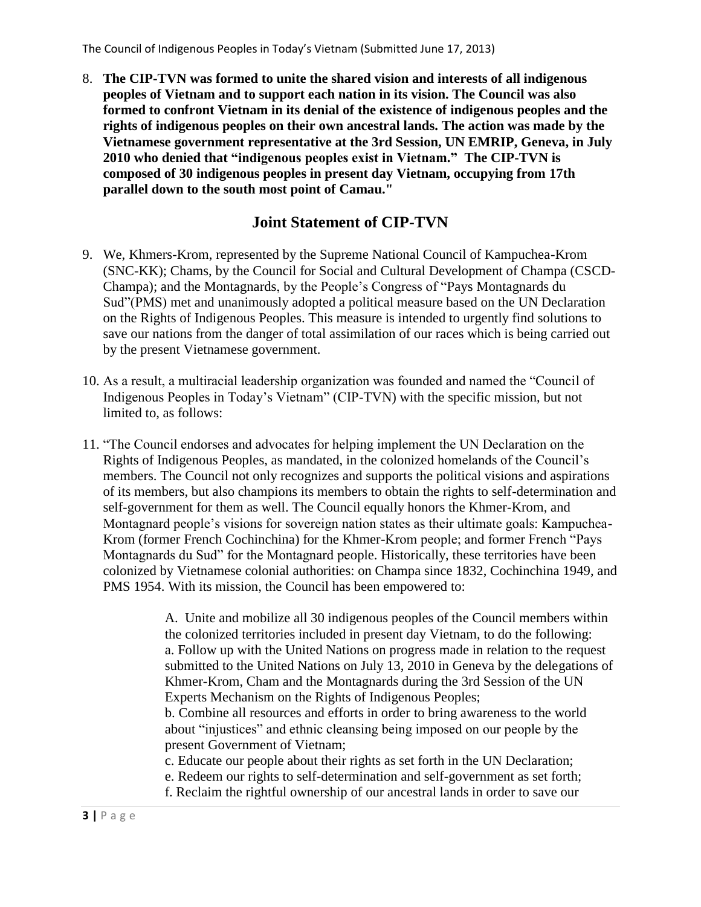8. **The CIP-TVN was formed to unite the shared vision and interests of all indigenous peoples of Vietnam and to support each nation in its vision. The Council was also formed to confront Vietnam in its denial of the existence of indigenous peoples and the rights of indigenous peoples on their own ancestral lands. The action was made by the Vietnamese government representative at the 3rd Session, UN EMRIP, Geneva, in July 2010 who denied that "indigenous peoples exist in Vietnam." The CIP-TVN is composed of 30 indigenous peoples in present day Vietnam, occupying from 17th parallel down to the south most point of Camau."**

## Joint Statement of CIP-TVN

9. We, Khmers-Krom, represented by the Supreme National Council of Kampuchea-Krom (SNC-KK); Chams, by the Council for Social and Cultural Development of Champa (CSCD-Champa); and the Montagnards, by the People's Congress of "Pays Montagnards du Sud"(PMS) met and unanimously adopted a political measure based on the UN Declaration on the Rights of Indigenous Peoples. This measure is intended to urgently find solutions to save our nations from the danger of total assimilation of our races which is being carried out by the present Vietnamese government.

10. As a result, a multiracial leadership organization was founded and named the "Council of Indigenous Peoples in Today's Vietnam" (CIP-TVN) with the specific mission, but not limited to, as follows:

11. "The Council endorses and advocates for helping implement the UN Declaration on the Rights of Indigenous Peoples, as mandated, in the colonized homelands of the Council's members. The Council not only recognizes and supports the political visions and aspirations of its members, but also champions its members to obtain the rights to self-determination and self-government for them as well. The Council equally honors the Khmer-Krom, and Montagnard people's visions for sovereign nation states as their ultimate goals: Kampuchea-Krom (former French Cochinchina) for the Khmer-Krom people; and former French "Pays Montagnards du Sud" for the Montagnard people. Historically, these territories have been colonized by Vietnamese colonial authorities: on Champa since 1832, Cochinchina 1949, and PMS 1954. With its mission, the Council has been empowered to:

    A. Unite and mobilize all 30 indigenous peoples of the Council members within the colonized territories included in present day Vietnam, to do the following:
    a. Follow up with the United Nations on progress made in relation to the request submitted to the United Nations on July 13, 2010 in Geneva by the delegations of Khmer-Krom, Cham and the Montagnards during the 3rd Session of the UN Experts Mechanism on the Rights of Indigenous Peoples;
    b. Combine all resources and efforts in order to bring awareness to the world about "injustices" and ethnic cleansing being imposed on our people by the present Government of Vietnam;
    c. Educate our people about their rights as set forth in the UN Declaration;
    e. Redeem our rights to self-determination and self-government as set forth;
    f. Reclaim the rightful ownership of our ancestral lands in order to save our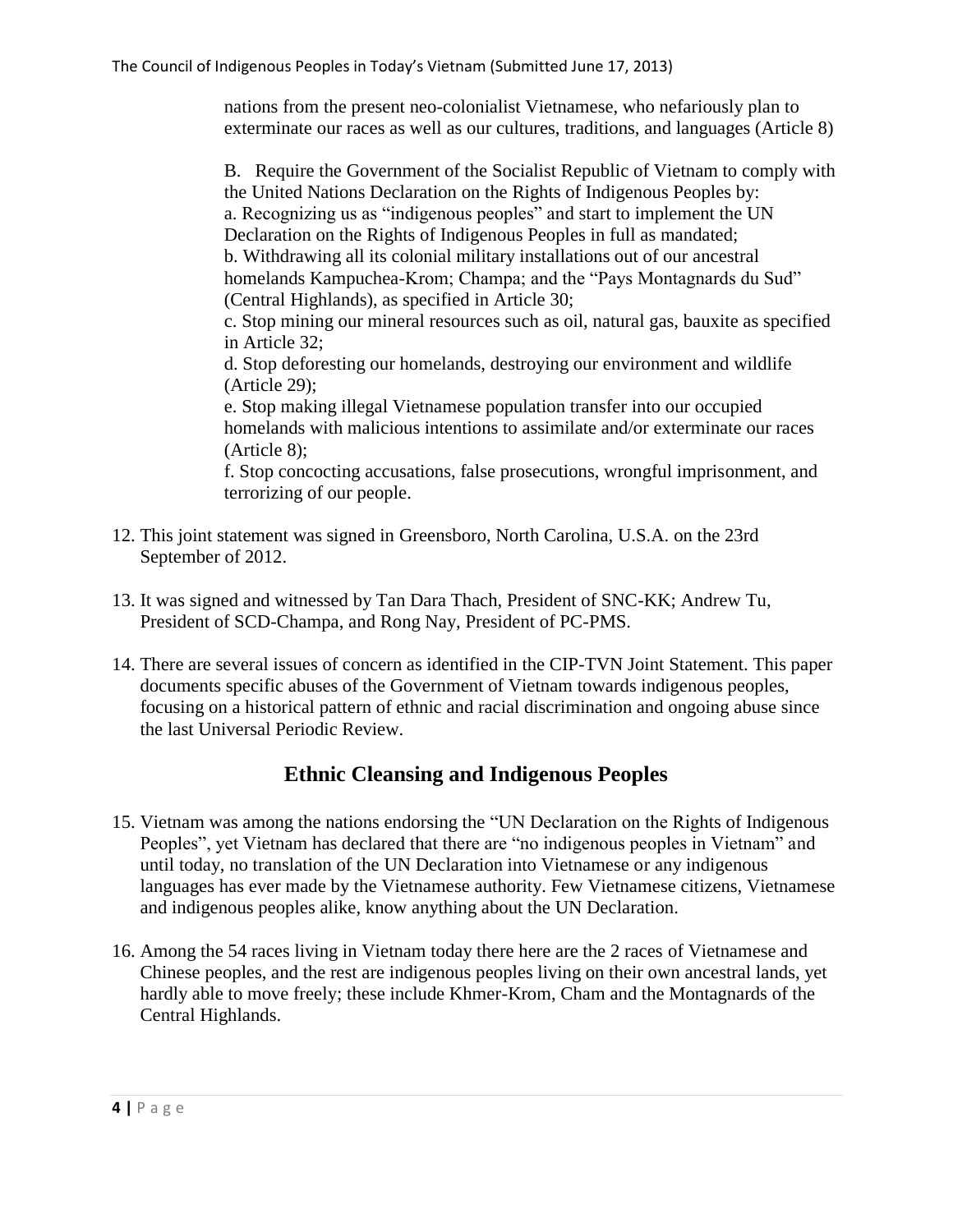nations from the present neo-colonialist Vietnamese, who nefariously plan to exterminate our races as well as our cultures, traditions, and languages (Article 8)

B. Require the Government of the Socialist Republic of Vietnam to comply with the United Nations Declaration on the Rights of Indigenous Peoples by:
a. Recognizing us as "indigenous peoples" and start to implement the UN Declaration on the Rights of Indigenous Peoples in full as mandated;
b. Withdrawing all its colonial military installations out of our ancestral homelands Kampuchea-Krom; Champa; and the "Pays Montagnards du Sud" (Central Highlands), as specified in Article 30;
c. Stop mining our mineral resources such as oil, natural gas, bauxite as specified in Article 32;
d. Stop deforesting our homelands, destroying our environment and wildlife (Article 29);
e. Stop making illegal Vietnamese population transfer into our occupied homelands with malicious intentions to assimilate and/or exterminate our races (Article 8);
f. Stop concocting accusations, false prosecutions, wrongful imprisonment, and terrorizing of our people.

12. This joint statement was signed in Greensboro, North Carolina, U.S.A. on the 23rd September of 2012.

13. It was signed and witnessed by Tan Dara Thach, President of SNC-KK; Andrew Tu, President of SCD-Champa, and Rong Nay, President of PC-PMS.

14. There are several issues of concern as identified in the CIP-TVN Joint Statement. This paper documents specific abuses of the Government of Vietnam towards indigenous peoples, focusing on a historical pattern of ethnic and racial discrimination and ongoing abuse since the last Universal Periodic Review.

## Ethnic Cleansing and Indigenous Peoples

15. Vietnam was among the nations endorsing the "UN Declaration on the Rights of Indigenous Peoples", yet Vietnam has declared that there are "no indigenous peoples in Vietnam" and until today, no translation of the UN Declaration into Vietnamese or any indigenous languages has ever made by the Vietnamese authority. Few Vietnamese citizens, Vietnamese and indigenous peoples alike, know anything about the UN Declaration.

16. Among the 54 races living in Vietnam today there here are the 2 races of Vietnamese and Chinese peoples, and the rest are indigenous peoples living on their own ancestral lands, yet hardly able to move freely; these include Khmer-Krom, Cham and the Montagnards of the Central Highlands.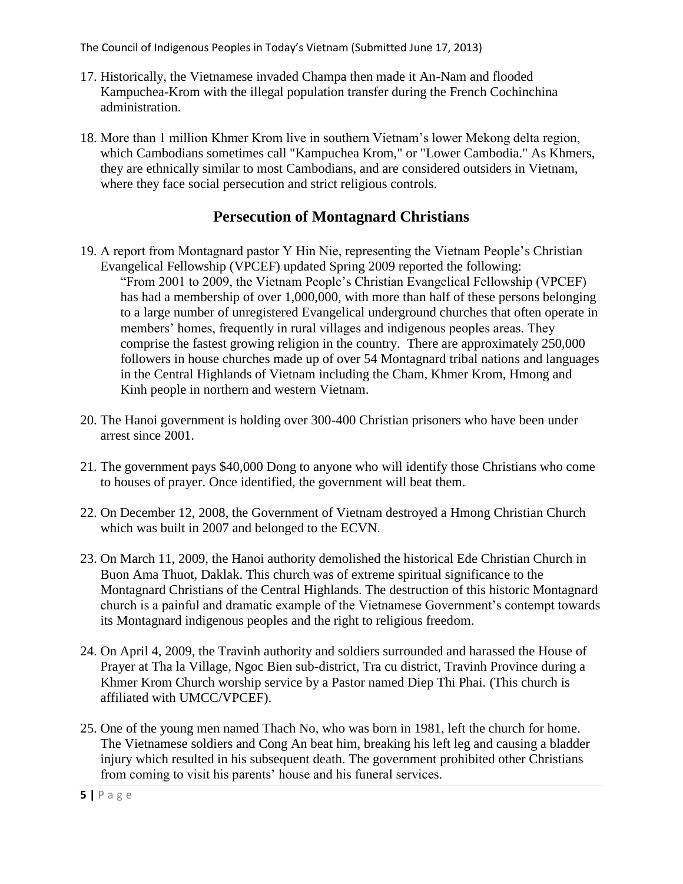17. Historically, the Vietnamese invaded Champa then made it An-Nam and flooded Kampuchea-Krom with the illegal population transfer during the French Cochinchina administration.

18. More than 1 million Khmer Krom live in southern Vietnam's lower Mekong delta region, which Cambodians sometimes call "Kampuchea Krom," or "Lower Cambodia." As Khmers, they are ethnically similar to most Cambodians, and are considered outsiders in Vietnam, where they face social persecution and strict religious controls.

## Persecution of Montagnard Christians

19. A report from Montagnard pastor Y Hin Nie, representing the Vietnam People's Christian Evangelical Fellowship (VPCEF) updated Spring 2009 reported the following:

    "From 2001 to 2009, the Vietnam People's Christian Evangelical Fellowship (VPCEF) has had a membership of over 1,000,000, with more than half of these persons belonging to a large number of unregistered Evangelical underground churches that often operate in members' homes, frequently in rural villages and indigenous peoples areas. They comprise the fastest growing religion in the country. There are approximately 250,000 followers in house churches made up of over 54 Montagnard tribal nations and languages in the Central Highlands of Vietnam including the Cham, Khmer Krom, Hmong and Kinh people in northern and western Vietnam.

20. The Hanoi government is holding over 300-400 Christian prisoners who have been under arrest since 2001.

21. The government pays $40,000 Dong to anyone who will identify those Christians who come to houses of prayer. Once identified, the government will beat them.

22. On December 12, 2008, the Government of Vietnam destroyed a Hmong Christian Church which was built in 2007 and belonged to the ECVN.

23. On March 11, 2009, the Hanoi authority demolished the historical Ede Christian Church in Buon Ama Thuot, Daklak. This church was of extreme spiritual significance to the Montagnard Christians of the Central Highlands. The destruction of this historic Montagnard church is a painful and dramatic example of the Vietnamese Government's contempt towards its Montagnard indigenous peoples and the right to religious freedom.

24. On April 4, 2009, the Travinh authority and soldiers surrounded and harassed the House of Prayer at Tha la Village, Ngoc Bien sub-district, Tra cu district, Travinh Province during a Khmer Krom Church worship service by a Pastor named Diep Thi Phai. (This church is affiliated with UMCC/VPCEF).

25. One of the young men named Thach No, who was born in 1981, left the church for home. The Vietnamese soldiers and Cong An beat him, breaking his left leg and causing a bladder injury which resulted in his subsequent death. The government prohibited other Christians from coming to visit his parents' house and his funeral services.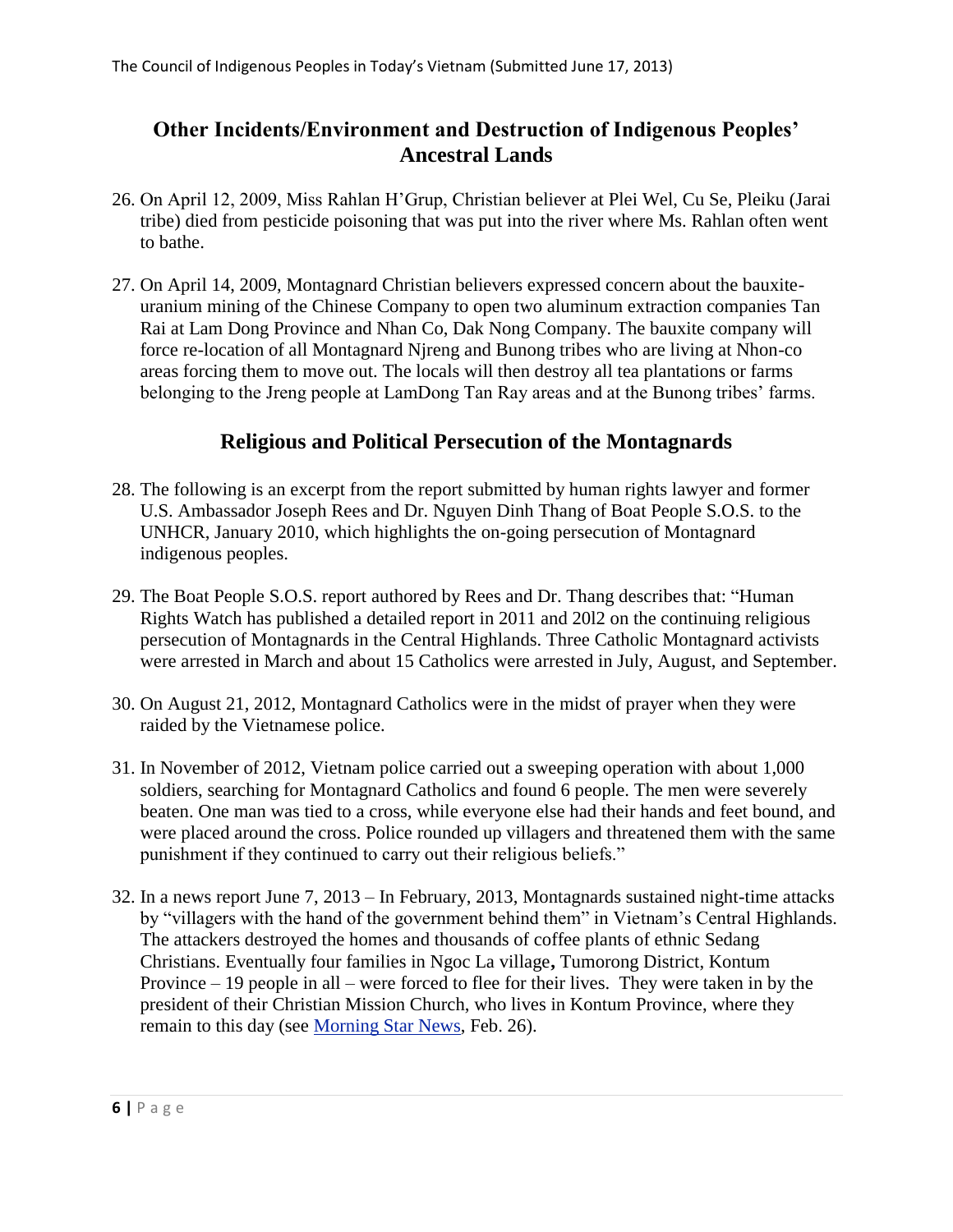## Other Incidents/Environment and Destruction of Indigenous Peoples' Ancestral Lands

26. On April 12, 2009, Miss Rahlan H'Grup, Christian believer at Plei Wel, Cu Se, Pleiku (Jarai tribe) died from pesticide poisoning that was put into the river where Ms. Rahlan often went to bathe.

27. On April 14, 2009, Montagnard Christian believers expressed concern about the bauxite-uranium mining of the Chinese Company to open two aluminum extraction companies Tan Rai at Lam Dong Province and Nhan Co, Dak Nong Company. The bauxite company will force re-location of all Montagnard Njreng and Bunong tribes who are living at Nhon-co areas forcing them to move out. The locals will then destroy all tea plantations or farms belonging to the Jreng people at LamDong Tan Ray areas and at the Bunong tribes' farms.

## Religious and Political Persecution of the Montagnards

28. The following is an excerpt from the report submitted by human rights lawyer and former U.S. Ambassador Joseph Rees and Dr. Nguyen Dinh Thang of Boat People S.O.S. to the UNHCR, January 2010, which highlights the on-going persecution of Montagnard indigenous peoples.

29. The Boat People S.O.S. report authored by Rees and Dr. Thang describes that: "Human Rights Watch has published a detailed report in 2011 and 20l2 on the continuing religious persecution of Montagnards in the Central Highlands. Three Catholic Montagnard activists were arrested in March and about 15 Catholics were arrested in July, August, and September.

30. On August 21, 2012, Montagnard Catholics were in the midst of prayer when they were raided by the Vietnamese police.

31. In November of 2012, Vietnam police carried out a sweeping operation with about 1,000 soldiers, searching for Montagnard Catholics and found 6 people. The men were severely beaten. One man was tied to a cross, while everyone else had their hands and feet bound, and were placed around the cross. Police rounded up villagers and threatened them with the same punishment if they continued to carry out their religious beliefs."

32. In a news report June 7, 2013 – In February, 2013, Montagnards sustained night-time attacks by "villagers with the hand of the government behind them" in Vietnam's Central Highlands. The attackers destroyed the homes and thousands of coffee plants of ethnic Sedang Christians. Eventually four families in Ngoc La village**,** Tumorong District, Kontum Province – 19 people in all – were forced to flee for their lives. They were taken in by the president of their Christian Mission Church, who lives in Kontum Province, where they remain to this day (see Morning Star News, Feb. 26).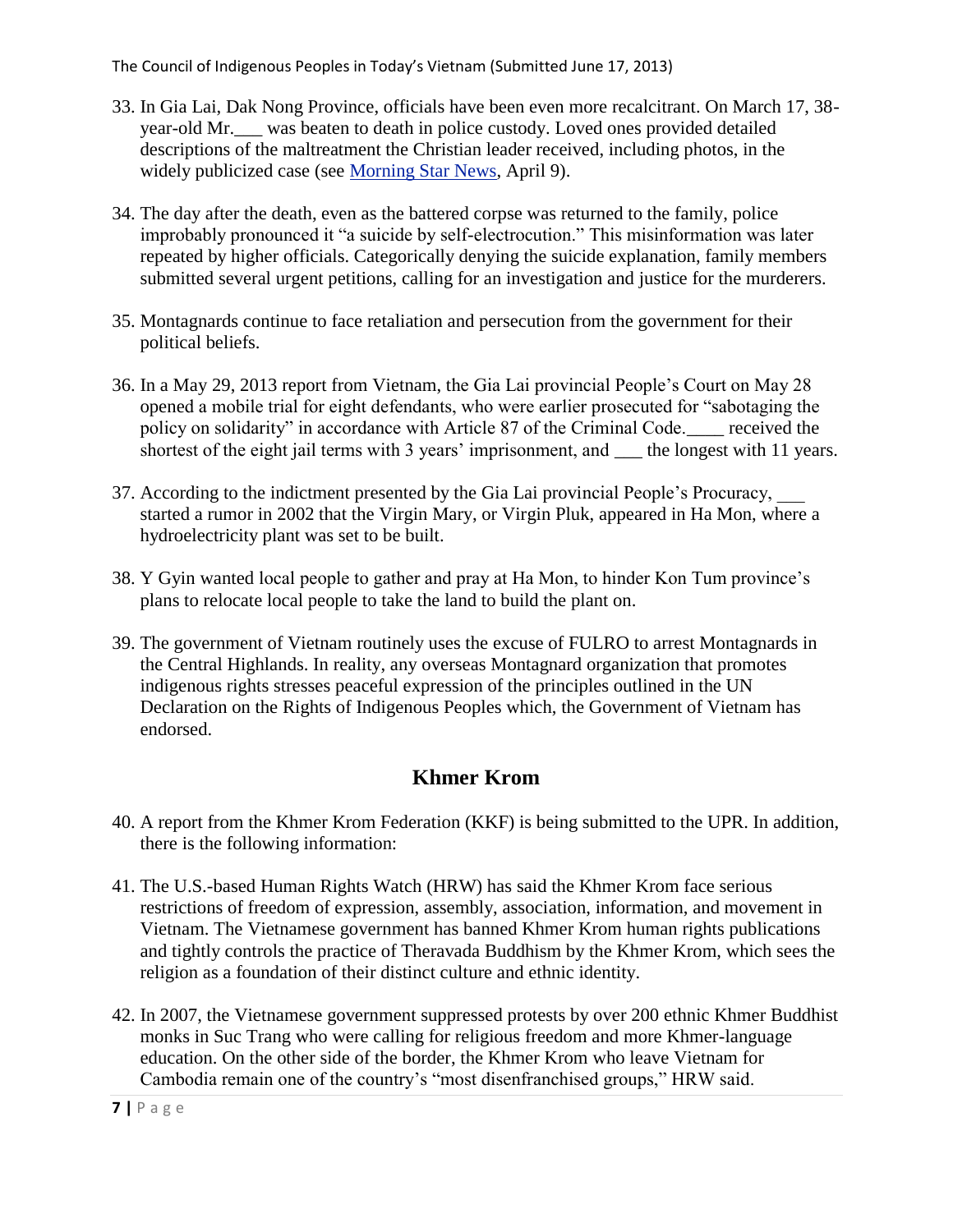33. In Gia Lai, Dak Nong Province, officials have been even more recalcitrant. On March 17, 38-year-old Mr.___ was beaten to death in police custody. Loved ones provided detailed descriptions of the maltreatment the Christian leader received, including photos, in the widely publicized case (see [Morning Star News](), April 9).

34. The day after the death, even as the battered corpse was returned to the family, police improbably pronounced it "a suicide by self-electrocution." This misinformation was later repeated by higher officials. Categorically denying the suicide explanation, family members submitted several urgent petitions, calling for an investigation and justice for the murderers.

35. Montagnards continue to face retaliation and persecution from the government for their political beliefs.

36. In a May 29, 2013 report from Vietnam, the Gia Lai provincial People's Court on May 28 opened a mobile trial for eight defendants, who were earlier prosecuted for "sabotaging the policy on solidarity" in accordance with Article 87 of the Criminal Code.____ received the shortest of the eight jail terms with 3 years' imprisonment, and ___ the longest with 11 years.

37. According to the indictment presented by the Gia Lai provincial People's Procuracy, ___ started a rumor in 2002 that the Virgin Mary, or Virgin Pluk, appeared in Ha Mon, where a hydroelectricity plant was set to be built.

38. Y Gyin wanted local people to gather and pray at Ha Mon, to hinder Kon Tum province's plans to relocate local people to take the land to build the plant on.

39. The government of Vietnam routinely uses the excuse of FULRO to arrest Montagnards in the Central Highlands. In reality, any overseas Montagnard organization that promotes indigenous rights stresses peaceful expression of the principles outlined in the UN Declaration on the Rights of Indigenous Peoples which, the Government of Vietnam has endorsed.

## Khmer Krom

40. A report from the Khmer Krom Federation (KKF) is being submitted to the UPR. In addition, there is the following information:

41. The U.S.-based Human Rights Watch (HRW) has said the Khmer Krom face serious restrictions of freedom of expression, assembly, association, information, and movement in Vietnam. The Vietnamese government has banned Khmer Krom human rights publications and tightly controls the practice of Theravada Buddhism by the Khmer Krom, which sees the religion as a foundation of their distinct culture and ethnic identity.

42. In 2007, the Vietnamese government suppressed protests by over 200 ethnic Khmer Buddhist monks in Suc Trang who were calling for religious freedom and more Khmer-language education. On the other side of the border, the Khmer Krom who leave Vietnam for Cambodia remain one of the country's "most disenfranchised groups," HRW said.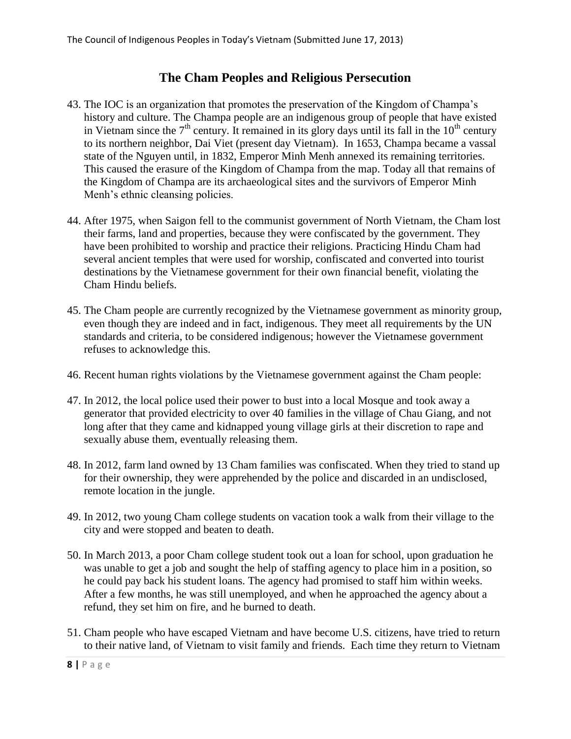## The Cham Peoples and Religious Persecution

43. The IOC is an organization that promotes the preservation of the Kingdom of Champa's history and culture. The Champa people are an indigenous group of people that have existed in Vietnam since the 7th century. It remained in its glory days until its fall in the 10th century to its northern neighbor, Dai Viet (present day Vietnam). In 1653, Champa became a vassal state of the Nguyen until, in 1832, Emperor Minh Menh annexed its remaining territories. This caused the erasure of the Kingdom of Champa from the map. Today all that remains of the Kingdom of Champa are its archaeological sites and the survivors of Emperor Minh Menh's ethnic cleansing policies.

44. After 1975, when Saigon fell to the communist government of North Vietnam, the Cham lost their farms, land and properties, because they were confiscated by the government. They have been prohibited to worship and practice their religions. Practicing Hindu Cham had several ancient temples that were used for worship, confiscated and converted into tourist destinations by the Vietnamese government for their own financial benefit, violating the Cham Hindu beliefs.

45. The Cham people are currently recognized by the Vietnamese government as minority group, even though they are indeed and in fact, indigenous. They meet all requirements by the UN standards and criteria, to be considered indigenous; however the Vietnamese government refuses to acknowledge this.

46. Recent human rights violations by the Vietnamese government against the Cham people:

47. In 2012, the local police used their power to bust into a local Mosque and took away a generator that provided electricity to over 40 families in the village of Chau Giang, and not long after that they came and kidnapped young village girls at their discretion to rape and sexually abuse them, eventually releasing them.

48. In 2012, farm land owned by 13 Cham families was confiscated. When they tried to stand up for their ownership, they were apprehended by the police and discarded in an undisclosed, remote location in the jungle.

49. In 2012, two young Cham college students on vacation took a walk from their village to the city and were stopped and beaten to death.

50. In March 2013, a poor Cham college student took out a loan for school, upon graduation he was unable to get a job and sought the help of staffing agency to place him in a position, so he could pay back his student loans. The agency had promised to staff him within weeks. After a few months, he was still unemployed, and when he approached the agency about a refund, they set him on fire, and he burned to death.

51. Cham people who have escaped Vietnam and have become U.S. citizens, have tried to return to their native land, of Vietnam to visit family and friends. Each time they return to Vietnam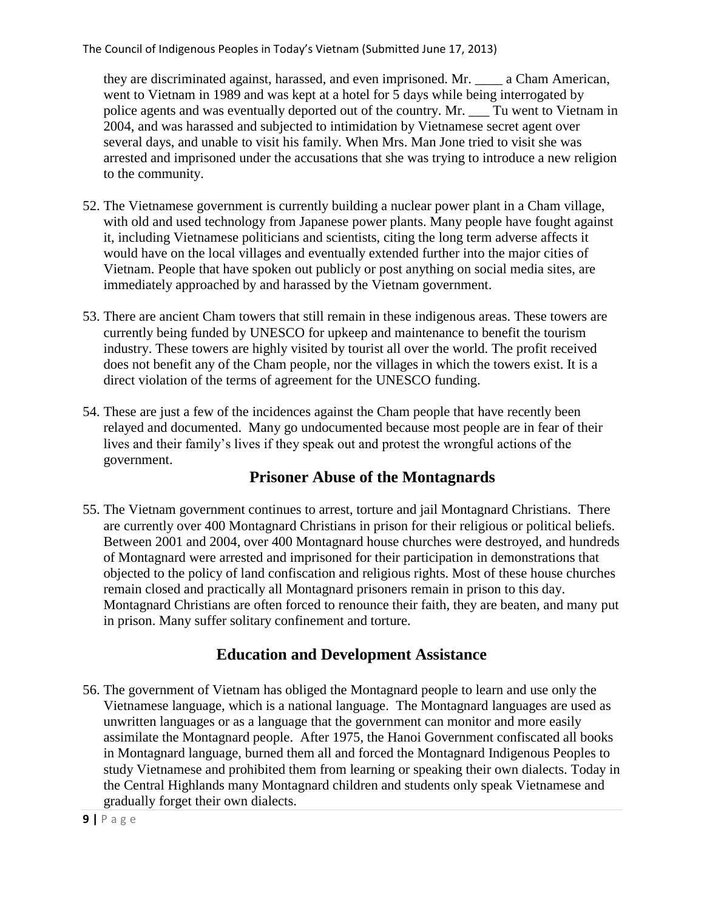they are discriminated against, harassed, and even imprisoned. Mr. ____ a Cham American, went to Vietnam in 1989 and was kept at a hotel for 5 days while being interrogated by police agents and was eventually deported out of the country. Mr. ___ Tu went to Vietnam in 2004, and was harassed and subjected to intimidation by Vietnamese secret agent over several days, and unable to visit his family. When Mrs. Man Jone tried to visit she was arrested and imprisoned under the accusations that she was trying to introduce a new religion to the community.

52. The Vietnamese government is currently building a nuclear power plant in a Cham village, with old and used technology from Japanese power plants. Many people have fought against it, including Vietnamese politicians and scientists, citing the long term adverse affects it would have on the local villages and eventually extended further into the major cities of Vietnam. People that have spoken out publicly or post anything on social media sites, are immediately approached by and harassed by the Vietnam government.

53. There are ancient Cham towers that still remain in these indigenous areas. These towers are currently being funded by UNESCO for upkeep and maintenance to benefit the tourism industry. These towers are highly visited by tourist all over the world. The profit received does not benefit any of the Cham people, nor the villages in which the towers exist. It is a direct violation of the terms of agreement for the UNESCO funding.

54. These are just a few of the incidences against the Cham people that have recently been relayed and documented. Many go undocumented because most people are in fear of their lives and their family's lives if they speak out and protest the wrongful actions of the government.

## Prisoner Abuse of the Montagnards

55. The Vietnam government continues to arrest, torture and jail Montagnard Christians. There are currently over 400 Montagnard Christians in prison for their religious or political beliefs. Between 2001 and 2004, over 400 Montagnard house churches were destroyed, and hundreds of Montagnard were arrested and imprisoned for their participation in demonstrations that objected to the policy of land confiscation and religious rights. Most of these house churches remain closed and practically all Montagnard prisoners remain in prison to this day. Montagnard Christians are often forced to renounce their faith, they are beaten, and many put in prison. Many suffer solitary confinement and torture.

## Education and Development Assistance

56. The government of Vietnam has obliged the Montagnard people to learn and use only the Vietnamese language, which is a national language. The Montagnard languages are used as unwritten languages or as a language that the government can monitor and more easily assimilate the Montagnard people. After 1975, the Hanoi Government confiscated all books in Montagnard language, burned them all and forced the Montagnard Indigenous Peoples to study Vietnamese and prohibited them from learning or speaking their own dialects. Today in the Central Highlands many Montagnard children and students only speak Vietnamese and gradually forget their own dialects.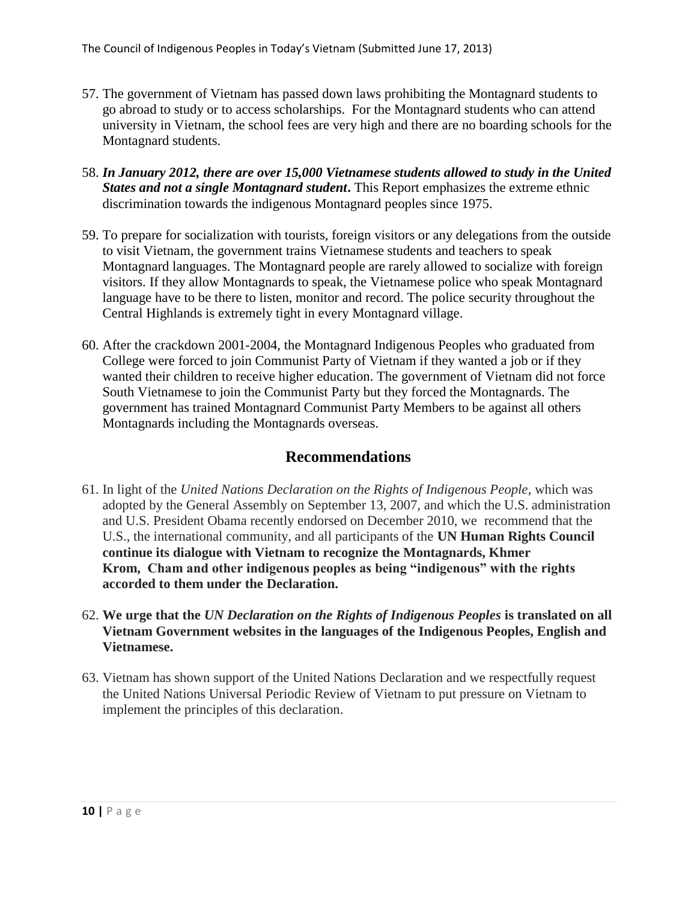57. The government of Vietnam has passed down laws prohibiting the Montagnard students to go abroad to study or to access scholarships. For the Montagnard students who can attend university in Vietnam, the school fees are very high and there are no boarding schools for the Montagnard students.

58. ***In January 2012, there are over 15,000 Vietnamese students allowed to study in the United States and not a single Montagnard student*.** This Report emphasizes the extreme ethnic discrimination towards the indigenous Montagnard peoples since 1975.

59. To prepare for socialization with tourists, foreign visitors or any delegations from the outside to visit Vietnam, the government trains Vietnamese students and teachers to speak Montagnard languages. The Montagnard people are rarely allowed to socialize with foreign visitors. If they allow Montagnards to speak, the Vietnamese police who speak Montagnard language have to be there to listen, monitor and record. The police security throughout the Central Highlands is extremely tight in every Montagnard village.

60. After the crackdown 2001-2004, the Montagnard Indigenous Peoples who graduated from College were forced to join Communist Party of Vietnam if they wanted a job or if they wanted their children to receive higher education. The government of Vietnam did not force South Vietnamese to join the Communist Party but they forced the Montagnards. The government has trained Montagnard Communist Party Members to be against all others Montagnards including the Montagnards overseas.

## Recommendations

61. In light of the *United Nations Declaration on the Rights of Indigenous People*, which was adopted by the General Assembly on September 13, 2007, and which the U.S. administration and U.S. President Obama recently endorsed on December 2010, we recommend that the U.S., the international community, and all participants of the **UN Human Rights Council continue its dialogue with Vietnam to recognize the Montagnards, Khmer Krom, Cham and other indigenous peoples as being "indigenous" with the rights accorded to them under the Declaration.**

62. **We urge that the *UN Declaration on the Rights of Indigenous Peoples* is translated on all Vietnam Government websites in the languages of the Indigenous Peoples, English and Vietnamese.**

63. Vietnam has shown support of the United Nations Declaration and we respectfully request the United Nations Universal Periodic Review of Vietnam to put pressure on Vietnam to implement the principles of this declaration.